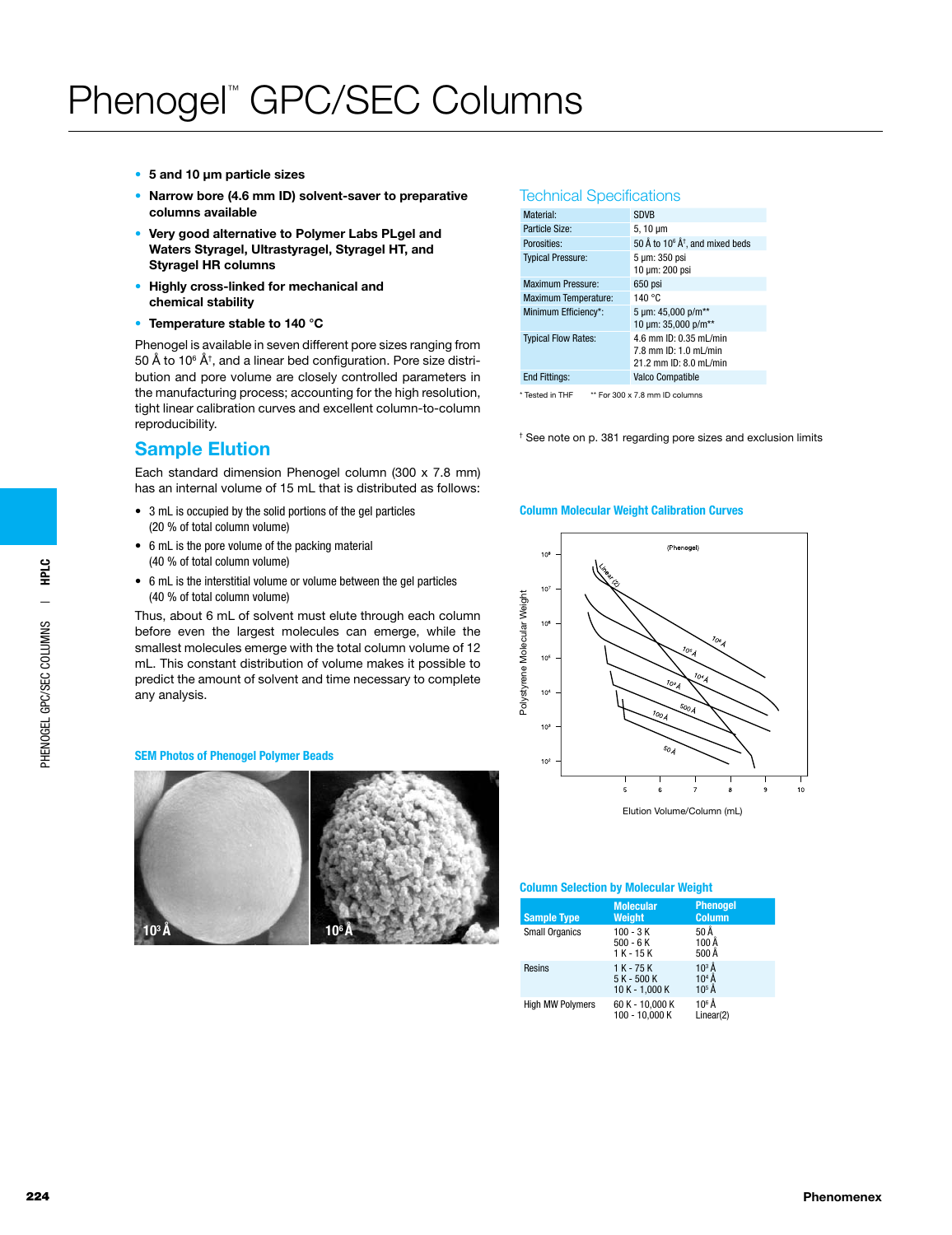# Phenogel™ GPC/SEC Columns

- **5 and 10 µm particle sizes**
- **Narrow bore (4.6 mm ID) solvent-saver to preparative columns available**
- **Very good alternative to Polymer Labs PLgel and Waters Styragel, Ultrastyragel, Styragel HT, and Styragel HR columns**
- **Highly cross-linked for mechanical and chemical stability**
- **Temperature stable to 140 °C**

Phenogel is available in seven different pore sizes ranging from 50 Å to $10^6$ Å†, and a linear bed configuration. Pore size distribution and pore volume are closely controlled parameters in the manufacturing process; accounting for the high resolution, tight linear calibration curves and excellent column-to-column reproducibility.

## Sample Elution

Each standard dimension Phenogel column (300 x 7.8 mm) has an internal volume of 15 mL that is distributed as follows:

- 3 mL is occupied by the solid portions of the gel particles (20 % of total column volume)
- 6 mL is the pore volume of the packing material (40 % of total column volume)
- 6 mL is the interstitial volume or volume between the gel particles (40 % of total column volume)

Thus, about 6 mL of solvent must elute through each column before even the largest molecules can emerge, while the smallest molecules emerge with the total column volume of 12 mL. This constant distribution of volume makes it possible to predict the amount of solvent and time necessary to complete any analysis.

### SEM Photos of Phenogel Polymer Beads

$10^3$ Å | $10^6$ Å

## Technical Specifications

| | |
|---|---|
| Material: | SDVB |
| Particle Size: | 5, 10 µm |
| Porosities: | 50 Å to $10^6$ Å†, and mixed beds |
| Typical Pressure: | 5 µm: 350 psi<br>10 µm: 200 psi |
| Maximum Pressure: | 650 psi |
| Maximum Temperature: | 140 °C |
| Minimum Efficiency*: | 5 µm: 45,000 p/m**<br>10 µm: 35,000 p/m** |
| Typical Flow Rates: | 4.6 mm ID: 0.35 mL/min<br>7.8 mm ID: 1.0 mL/min<br>21.2 mm ID: 8.0 mL/min |
| End Fittings: | Valco Compatible |

\* Tested in THF  ** For 300 x 7.8 mm ID columns

† See note on p. 381 regarding pore sizes and exclusion limits

### Column Molecular Weight Calibration Curves

(Phenogel) — Polystyrene Molecular Weight ($10^2$ – $10^8$) vs. Elution Volume/Column (mL) (5 – 10); curves: Linear (2), $10^6$ Å, $10^5$ Å, $10^4$ Å, $10^3$ Å, 500 Å, 100 Å, 50 Å

### Column Selection by Molecular Weight

| Sample Type | Molecular Weight | Phenogel Column |
|---|---|---|
| Small Organics | 100 - 3 K<br>500 - 6 K<br>1 K - 15 K | 50 Å<br>100 Å<br>500 Å |
| Resins | 1 K - 75 K<br>5 K - 500 K<br>10 K - 1,000 K | $10^3$ Å<br>$10^4$ Å<br>$10^5$ Å |
| High MW Polymers | 60 K - 10,000 K<br>100 - 10,000 K | $10^6$ Å<br>Linear(2) |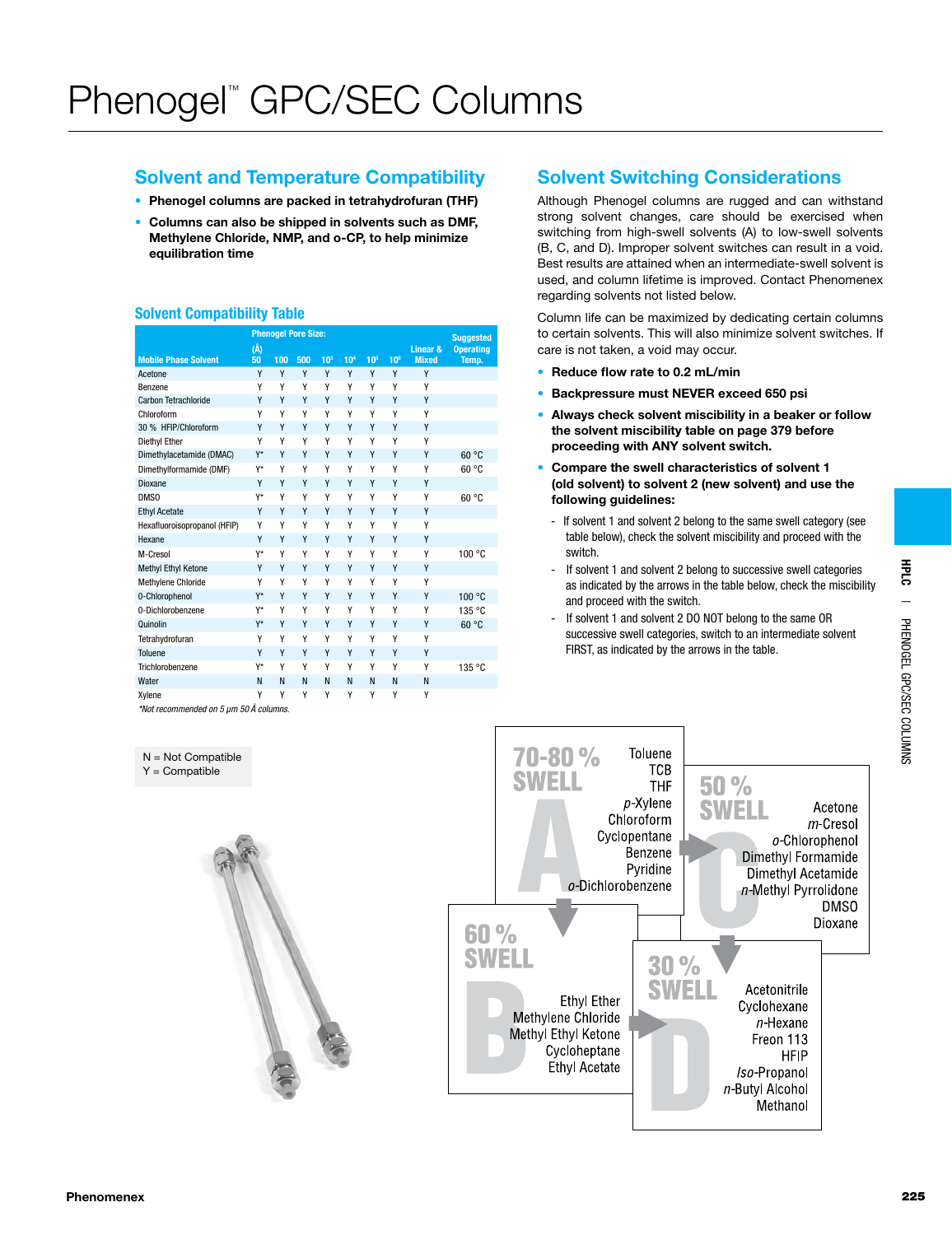# Phenogel™ GPC/SEC Columns

## Solvent and Temperature Compatibility

- **Phenogel columns are packed in tetrahydrofuran (THF)**
- **Columns can also be shipped in solvents such as DMF, Methylene Chloride, NMP, and o-CP, to help minimize equilibration time**

### Solvent Compatibility Table

| Mobile Phase Solvent | Phenogel Pore Size: (Å) 50 | 100 | 500 | $10^3$ | $10^4$ | $10^5$ | $10^6$ | Linear & Mixed | Suggested Operating Temp. |
|---|---|---|---|---|---|---|---|---|---|
| Acetone | Y | Y | Y | Y | Y | Y | Y | Y | |
| Benzene | Y | Y | Y | Y | Y | Y | Y | Y | |
| Carbon Tetrachloride | Y | Y | Y | Y | Y | Y | Y | Y | |
| Chloroform | Y | Y | Y | Y | Y | Y | Y | Y | |
| 30 % HFIP/Chloroform | Y | Y | Y | Y | Y | Y | Y | Y | |
| Diethyl Ether | Y | Y | Y | Y | Y | Y | Y | Y | |
| Dimethylacetamide (DMAC) | Y* | Y | Y | Y | Y | Y | Y | Y | 60 °C |
| Dimethylformamide (DMF) | Y* | Y | Y | Y | Y | Y | Y | Y | 60 °C |
| Dioxane | Y | Y | Y | Y | Y | Y | Y | Y | |
| DMSO | Y* | Y | Y | Y | Y | Y | Y | Y | 60 °C |
| Ethyl Acetate | Y | Y | Y | Y | Y | Y | Y | Y | |
| Hexafluoroisopropanol (HFIP) | Y | Y | Y | Y | Y | Y | Y | Y | |
| Hexane | Y | Y | Y | Y | Y | Y | Y | Y | |
| M-Cresol | Y* | Y | Y | Y | Y | Y | Y | Y | 100 °C |
| Methyl Ethyl Ketone | Y | Y | Y | Y | Y | Y | Y | Y | |
| Methylene Chloride | Y | Y | Y | Y | Y | Y | Y | Y | |
| 0-Chlorophenol | Y* | Y | Y | Y | Y | Y | Y | Y | 100 °C |
| 0-Dichlorobenzene | Y* | Y | Y | Y | Y | Y | Y | Y | 135 °C |
| Quinolin | Y* | Y | Y | Y | Y | Y | Y | Y | 60 °C |
| Tetrahydrofuran | Y | Y | Y | Y | Y | Y | Y | Y | |
| Toluene | Y | Y | Y | Y | Y | Y | Y | Y | |
| Trichlorobenzene | Y* | Y | Y | Y | Y | Y | Y | Y | 135 °C |
| Water | N | N | N | N | N | N | N | N | |
| Xylene | Y | Y | Y | Y | Y | Y | Y | Y | |

*Not recommended on 5 µm 50 Å columns.

N = Not Compatible
Y = Compatible

## Solvent Switching Considerations

Although Phenogel columns are rugged and can withstand strong solvent changes, care should be exercised when switching from high-swell solvents (A) to low-swell solvents (B, C, and D). Improper solvent switches can result in a void. Best results are attained when an intermediate-swell solvent is used, and column lifetime is improved. Contact Phenomenex regarding solvents not listed below.

Column life can be maximized by dedicating certain columns to certain solvents. This will also minimize solvent switches. If care is not taken, a void may occur.

- **Reduce flow rate to 0.2 mL/min**
- **Backpressure must NEVER exceed 650 psi**
- **Always check solvent miscibility in a beaker or follow the solvent miscibility table on page 379 before proceeding with ANY solvent switch.**
- **Compare the swell characteristics of solvent 1 (old solvent) to solvent 2 (new solvent) and use the following guidelines:**
  - If solvent 1 and solvent 2 belong to the same swell category (see table below), check the solvent miscibility and proceed with the switch.
  - If solvent 1 and solvent 2 belong to successive swell categories as indicated by the arrows in the table below, check the miscibility and proceed with the switch.
  - If solvent 1 and solvent 2 DO NOT belong to the same OR successive swell categories, switch to an intermediate solvent FIRST, as indicated by the arrows in the table.

**A — 70-80 % SWELL**: Toluene, TCB, THF, *p*-Xylene, Chloroform, Cyclopentane, Benzene, Pyridine, *o*-Dichlorobenzene

**B — 60 % SWELL**: Ethyl Ether, Methylene Chloride, Methyl Ethyl Ketone, Cycloheptane, Ethyl Acetate

**C — 50 % SWELL**: Acetone, *m*-Cresol, *o*-Chlorophenol, Dimethyl Formamide, Dimethyl Acetamide, *n*-Methyl Pyrrolidone, DMSO, Dioxane

**D — 30 % SWELL**: Acetonitrile, Cyclohexane, *n*-Hexane, Freon 113, HFIP, *Iso*-Propanol, *n*-Butyl Alcohol, Methanol

(Arrows: A → B, A → C, B → D, C → D)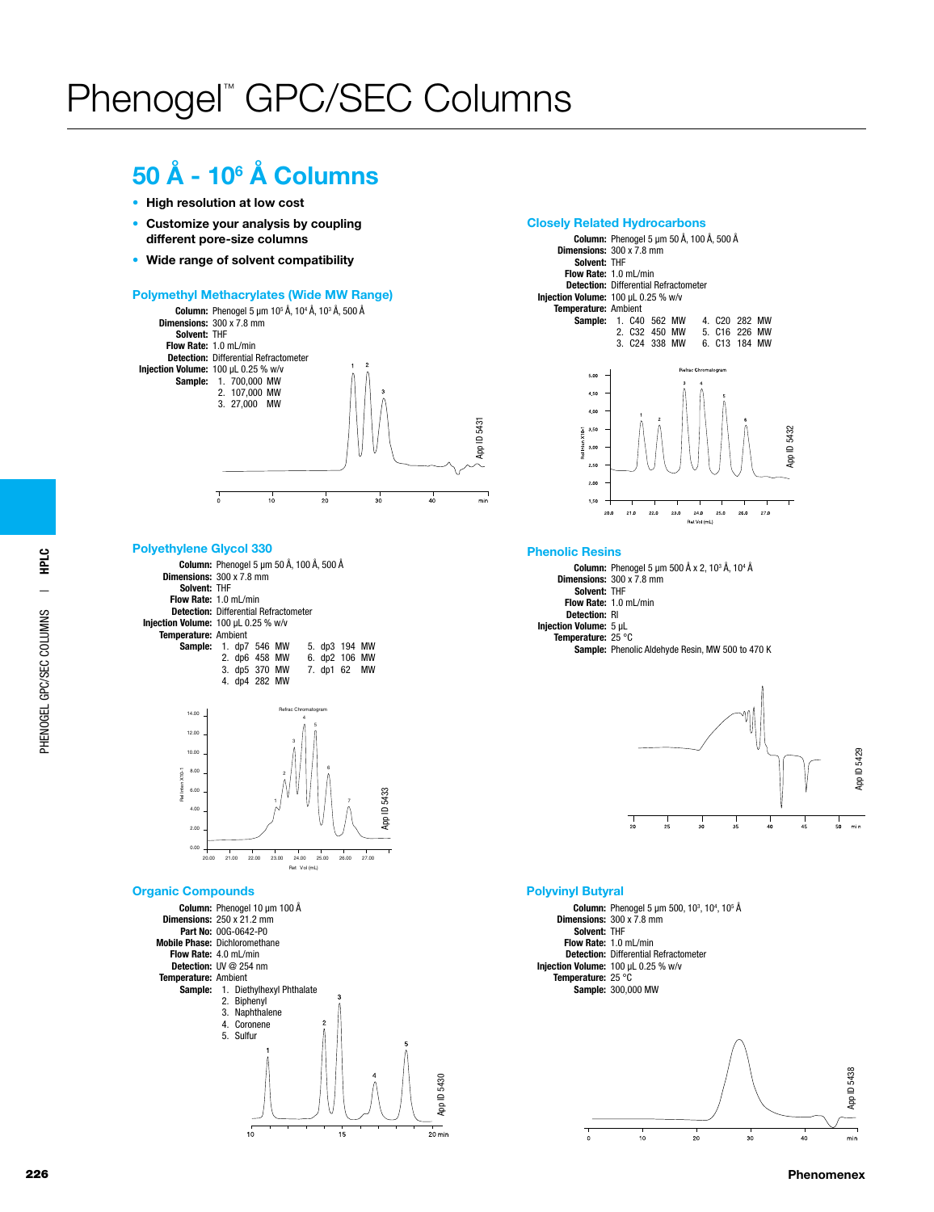# Phenogel™ GPC/SEC Columns

## 50 Å - $10^6$ Å Columns

- High resolution at low cost
- Customize your analysis by coupling different pore-size columns
- Wide range of solvent compatibility

### Polymethyl Methacrylates (Wide MW Range)

**Column:** Phenogel 5 µm $10^5$ Å, $10^4$ Å, $10^3$ Å, 500 Å
**Dimensions:** 300 x 7.8 mm
**Solvent:** THF
**Flow Rate:** 1.0 mL/min
**Detection:** Differential Refractometer
**Injection Volume:** 100 µL 0.25 % w/v
**Sample:**
1. 700,000 MW
2. 107,000 MW
3. 27,000 MW

App ID 5431

### Polyethylene Glycol 330

**Column:** Phenogel 5 µm 50 Å, 100 Å, 500 Å
**Dimensions:** 300 x 7.8 mm
**Solvent:** THF
**Flow Rate:** 1.0 mL/min
**Detection:** Differential Refractometer
**Injection Volume:** 100 µL 0.25 % w/v
**Temperature:** Ambient
**Sample:**
1. dp7 546 MW
2. dp6 458 MW
3. dp5 370 MW
4. dp4 282 MW
5. dp3 194 MW
6. dp2 106 MW
7. dp1 62 MW

App ID 5433

### Organic Compounds

**Column:** Phenogel 10 µm 100 Å
**Dimensions:** 250 x 21.2 mm
**Part No:** 00G-0642-P0
**Mobile Phase:** Dichloromethane
**Flow Rate:** 4.0 mL/min
**Detection:** UV @ 254 nm
**Temperature:** Ambient
**Sample:**
1. Diethylhexyl Phthalate
2. Biphenyl
3. Naphthalene
4. Coronene
5. Sulfur

App ID 5430

### Closely Related Hydrocarbons

**Column:** Phenogel 5 µm 50 Å, 100 Å, 500 Å
**Dimensions:** 300 x 7.8 mm
**Solvent:** THF
**Flow Rate:** 1.0 mL/min
**Detection:** Differential Refractometer
**Injection Volume:** 100 µL 0.25 % w/v
**Temperature:** Ambient
**Sample:**
1. C40 562 MW
2. C32 450 MW
3. C24 338 MW
4. C20 282 MW
5. C16 226 MW
6. C13 184 MW

App ID 5432

### Phenolic Resins

**Column:** Phenogel 5 µm 500 Å x 2, $10^3$ Å, $10^4$ Å
**Dimensions:** 300 x 7.8 mm
**Solvent:** THF
**Flow Rate:** 1.0 mL/min
**Detection:** RI
**Injection Volume:** 5 µL
**Temperature:** 25 °C
**Sample:** Phenolic Aldehyde Resin, MW 500 to 470 K

App ID 5429

### Polyvinyl Butyral

**Column:** Phenogel 5 µm 500, $10^3$, $10^4$, $10^5$ Å
**Dimensions:** 300 x 7.8 mm
**Solvent:** THF
**Flow Rate:** 1.0 mL/min
**Detection:** Differential Refractometer
**Injection Volume:** 100 µL 0.25 % w/v
**Temperature:** 25 °C
**Sample:** 300,000 MW

App ID 5438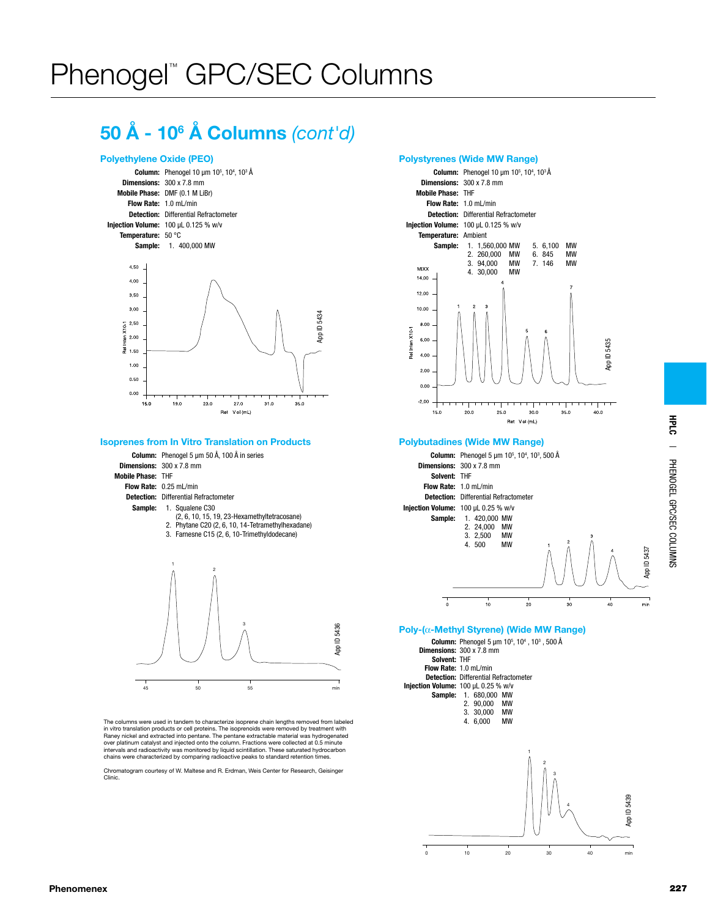# Phenogel™ GPC/SEC Columns

## 50 Å - $10^6$ Å Columns *(cont'd)*

### Polyethylene Oxide (PEO)

**Column:** Phenogel 10 µm $10^5$, $10^4$, $10^3$ Å
**Dimensions:** 300 x 7.8 mm
**Mobile Phase:** DMF (0.1 M LiBr)
**Flow Rate:** 1.0 mL/min
**Detection:** Differential Refractometer
**Injection Volume:** 100 µL 0.125 % w/v
**Temperature:** 50 °C
**Sample:** 1. 400,000 MW

App ID 5434

### Isoprenes from In Vitro Translation on Products

**Column:** Phenogel 5 µm 50 Å, 100 Å in series
**Dimensions:** 300 x 7.8 mm
**Mobile Phase:** THF
**Flow Rate:** 0.25 mL/min
**Detection:** Differential Refractometer
**Sample:**
1. Squalene C30 (2, 6, 10, 15, 19, 23-Hexamethyltetracosane)
2. Phytane C20 (2, 6, 10, 14-Tetramethylhexadane)
3. Farnesne C15 (2, 6, 10-Trimethyldodecane)

App ID 5436

The columns were used in tandem to characterize isoprene chain lengths removed from labeled in vitro translation products or cell proteins. The isoprenoids were removed by treatment with Raney nickel and extracted into pentane. The pentane extractable material was hydrogenated over platinum catalyst and injected onto the column. Fractions were collected at 0.5 minute intervals and radioactivity was monitored by liquid scintillation. These saturated hydrocarbon chains were characterized by comparing radioactive peaks to standard retention times.

Chromatogram courtesy of W. Maltese and R. Erdman, Weis Center for Research, Geisinger Clinic.

### Polystyrenes (Wide MW Range)

**Column:** Phenogel 10 µm $10^5$, $10^4$, $10^3$ Å
**Dimensions:** 300 x 7.8 mm
**Mobile Phase:** THF
**Flow Rate:** 1.0 mL/min
**Detection:** Differential Refractometer
**Injection Volume:** 100 µL 0.125 % w/v
**Temperature:** Ambient
**Sample:**
1. 1,560,000 MW
2. 260,000 MW
3. 94,000 MW
4. 30,000 MW
5. 6,100 MW
6. 845 MW
7. 146 MW

App ID 5435

### Polybutadines (Wide MW Range)

**Column:** Phenogel 5 µm $10^5$, $10^4$, $10^3$, 500 Å
**Dimensions:** 300 x 7.8 mm
**Solvent:** THF
**Flow Rate:** 1.0 mL/min
**Detection:** Differential Refractometer
**Injection Volume:** 100 µL 0.25 % w/v
**Sample:**
1. 420,000 MW
2. 24,000 MW
3. 2,500 MW
4. 500 MW

App ID 5437

### Poly-(α-Methyl Styrene) (Wide MW Range)

**Column:** Phenogel 5 µm $10^5$, $10^4$, $10^3$, 500 Å
**Dimensions:** 300 x 7.8 mm
**Solvent:** THF
**Flow Rate:** 1.0 mL/min
**Detection:** Differential Refractometer
**Injection Volume:** 100 µL 0.25 % w/v
**Sample:**
1. 680,000 MW
2. 90,000 MW
3. 30,000 MW
4. 6,000 MW

App ID 5439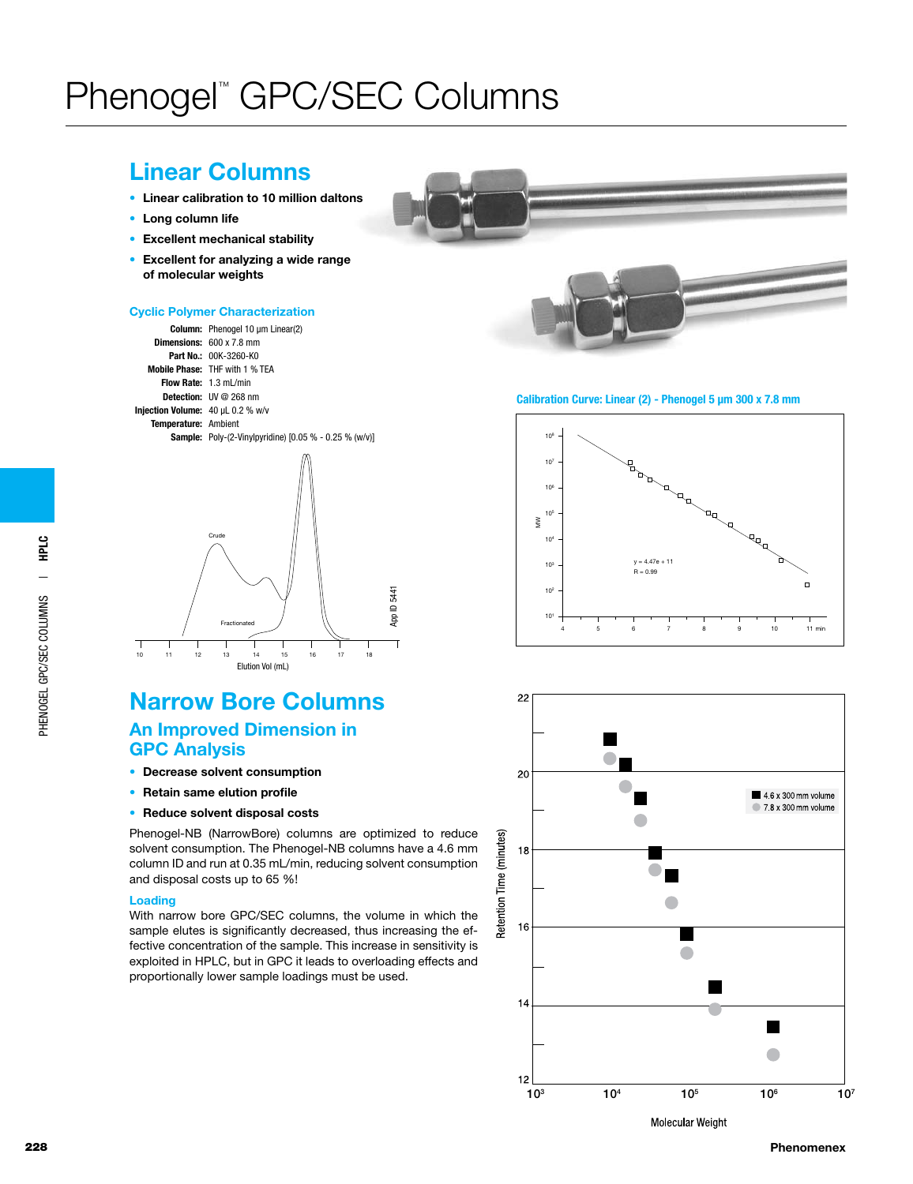# Phenogel™ GPC/SEC Columns

## Linear Columns

- **Linear calibration to 10 million daltons**
- **Long column life**
- **Excellent mechanical stability**
- **Excellent for analyzing a wide range of molecular weights**

### Cyclic Polymer Characterization

**Column:** Phenogel 10 µm Linear(2)
**Dimensions:** 600 x 7.8 mm
**Part No.:** 00K-3260-K0
**Mobile Phase:** THF with 1 % TEA
**Flow Rate:** 1.3 mL/min
**Detection:** UV @ 268 nm
**Injection Volume:** 40 µL 0.2 % w/v
**Temperature:** Ambient
**Sample:** Poly-(2-Vinylpyridine) [0.05 % - 0.25 % (w/v)]

Crude

Fractionated

App ID 5441

Elution Vol (mL)

### Calibration Curve: Linear (2) - Phenogel 5 µm 300 x 7.8 mm

y = 4.47e + 11
R = 0.99

MW

min

## Narrow Bore Columns

### An Improved Dimension in GPC Analysis

- **Decrease solvent consumption**
- **Retain same elution profile**
- **Reduce solvent disposal costs**

Phenogel-NB (NarrowBore) columns are optimized to reduce solvent consumption. The Phenogel-NB columns have a 4.6 mm column ID and run at 0.35 mL/min, reducing solvent consumption and disposal costs up to 65 %!

### Loading

With narrow bore GPC/SEC columns, the volume in which the sample elutes is significantly decreased, thus increasing the effective concentration of the sample. This increase in sensitivity is exploited in HPLC, but in GPC it leads to overloading effects and proportionally lower sample loadings must be used.

■ 4.6 x 300 mm volume
● 7.8 x 300 mm volume

Retention Time (minutes)

Molecular Weight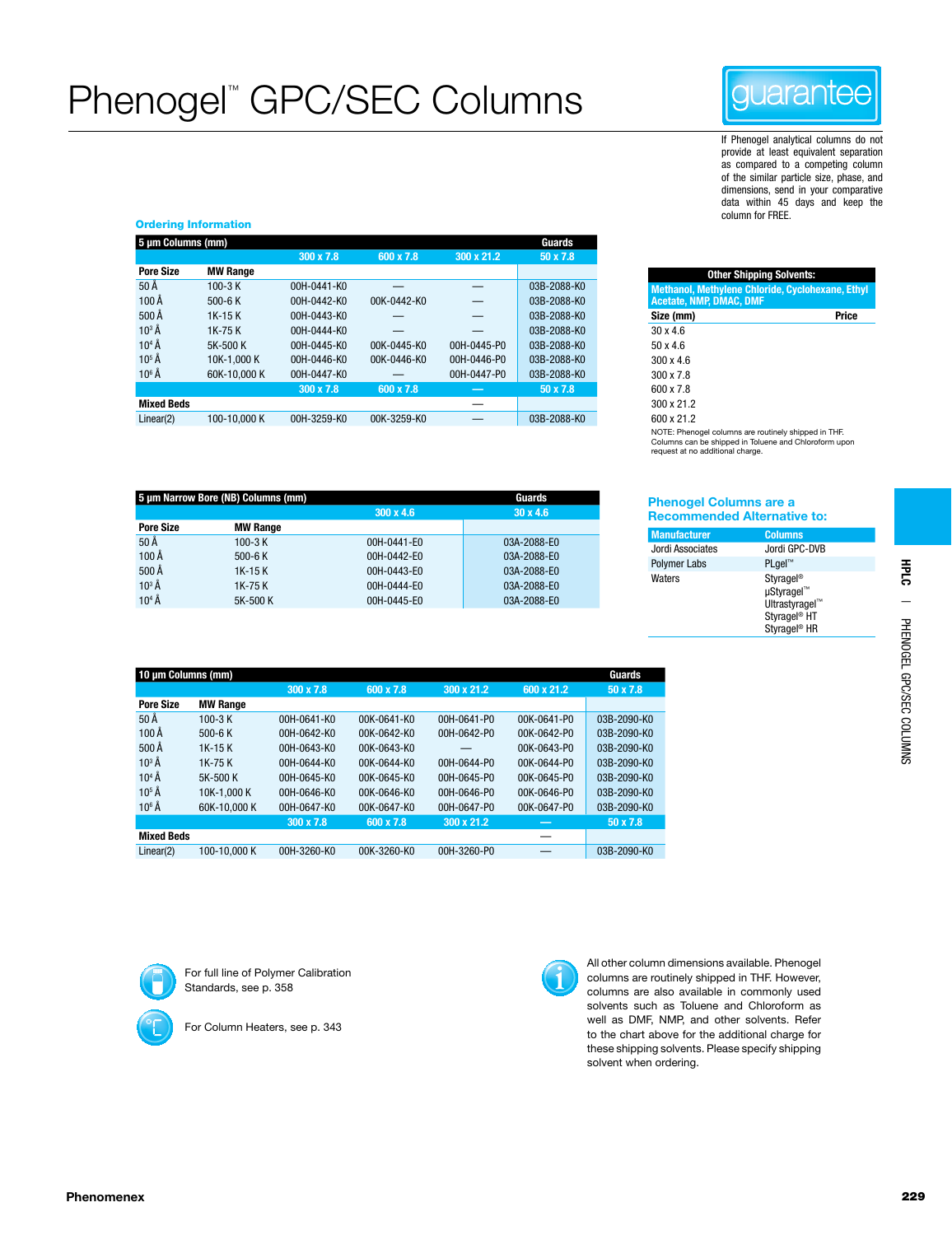# Phenogel™ GPC/SEC Columns

**guarantee**

If Phenogel analytical columns do not provide at least equivalent separation as compared to a competing column of the similar particle size, phase, and dimensions, send in your comparative data within 45 days and keep the column for FREE.

## Ordering Information

| 5 µm Columns (mm) | | | | | Guards |
|---|---|---|---|---|---|
| | | 300 x 7.8 | 600 x 7.8 | 300 x 21.2 | 50 x 7.8 |
| **Pore Size** | **MW Range** | | | | |
| 50 Å | 100-3 K | 00H-0441-K0 | — | — | 03B-2088-K0 |
| 100 Å | 500-6 K | 00H-0442-K0 | 00K-0442-K0 | — | 03B-2088-K0 |
| 500 Å | 1K-15 K | 00H-0443-K0 | — | — | 03B-2088-K0 |
| $10^3$ Å | 1K-75 K | 00H-0444-K0 | — | — | 03B-2088-K0 |
| $10^4$ Å | 5K-500 K | 00H-0445-K0 | 00K-0445-K0 | 00H-0445-P0 | 03B-2088-K0 |
| $10^5$ Å | 10K-1,000 K | 00H-0446-K0 | 00K-0446-K0 | 00H-0446-P0 | 03B-2088-K0 |
| $10^6$ Å | 60K-10,000 K | 00H-0447-K0 | — | 00H-0447-P0 | 03B-2088-K0 |
| | | 300 x 7.8 | 600 x 7.8 | — | 50 x 7.8 |
| **Mixed Beds** | | | | — | |
| Linear(2) | 100-10,000 K | 00H-3259-K0 | 00K-3259-K0 | — | 03B-2088-K0 |

| Other Shipping Solvents: Methanol, Methylene Chloride, Cyclohexane, Ethyl Acetate, NMP, DMAC, DMF | |
|---|---|
| **Size (mm)** | **Price** |
| 30 x 4.6 | |
| 50 x 4.6 | |
| 300 x 4.6 | |
| 300 x 7.8 | |
| 600 x 7.8 | |
| 300 x 21.2 | |
| 600 x 21.2 | |

NOTE: Phenogel columns are routinely shipped in THF. Columns can be shipped in Toluene and Chloroform upon request at no additional charge.

| 5 µm Narrow Bore (NB) Columns (mm) | | | Guards |
|---|---|---|---|
| | | 300 x 4.6 | 30 x 4.6 |
| **Pore Size** | **MW Range** | | |
| 50 Å | 100-3 K | 00H-0441-E0 | 03A-2088-E0 |
| 100 Å | 500-6 K | 00H-0442-E0 | 03A-2088-E0 |
| 500 Å | 1K-15 K | 00H-0443-E0 | 03A-2088-E0 |
| $10^3$ Å | 1K-75 K | 00H-0444-E0 | 03A-2088-E0 |
| $10^4$ Å | 5K-500 K | 00H-0445-E0 | 03A-2088-E0 |

### Phenogel Columns are a Recommended Alternative to:

| Manufacturer | Columns |
|---|---|
| Jordi Associates | Jordi GPC-DVB |
| Polymer Labs | PLgel™ |
| Waters | Styragel®<br>µStyragel™<br>Ultrastyragel™<br>Styragel® HT<br>Styragel® HR |

| 10 µm Columns (mm) | | | | | | Guards |
|---|---|---|---|---|---|---|
| | | 300 x 7.8 | 600 x 7.8 | 300 x 21.2 | 600 x 21.2 | 50 x 7.8 |
| **Pore Size** | **MW Range** | | | | | |
| 50 Å | 100-3 K | 00H-0641-K0 | 00K-0641-K0 | 00H-0641-P0 | 00K-0641-P0 | 03B-2090-K0 |
| 100 Å | 500-6 K | 00H-0642-K0 | 00K-0642-K0 | 00H-0642-P0 | 00K-0642-P0 | 03B-2090-K0 |
| 500 Å | 1K-15 K | 00H-0643-K0 | 00K-0643-K0 | — | 00K-0643-P0 | 03B-2090-K0 |
| $10^3$ Å | 1K-75 K | 00H-0644-K0 | 00K-0644-K0 | 00H-0644-P0 | 00K-0644-P0 | 03B-2090-K0 |
| $10^4$ Å | 5K-500 K | 00H-0645-K0 | 00K-0645-K0 | 00H-0645-P0 | 00K-0645-P0 | 03B-2090-K0 |
| $10^5$ Å | 10K-1,000 K | 00H-0646-K0 | 00K-0646-K0 | 00H-0646-P0 | 00K-0646-P0 | 03B-2090-K0 |
| $10^6$ Å | 60K-10,000 K | 00H-0647-K0 | 00K-0647-K0 | 00H-0647-P0 | 00K-0647-P0 | 03B-2090-K0 |
| | | 300 x 7.8 | 600 x 7.8 | 300 x 21.2 | — | 50 x 7.8 |
| **Mixed Beds** | | | | | — | |
| Linear(2) | 100-10,000 K | 00H-3260-K0 | 00K-3260-K0 | 00H-3260-P0 | — | 03B-2090-K0 |

For full line of Polymer Calibration Standards, see p. 358

For Column Heaters, see p. 343

All other column dimensions available. Phenogel columns are routinely shipped in THF. However, columns are also available in commonly used solvents such as Toluene and Chloroform as well as DMF, NMP, and other solvents. Refer to the chart above for the additional charge for these shipping solvents. Please specify shipping solvent when ordering.